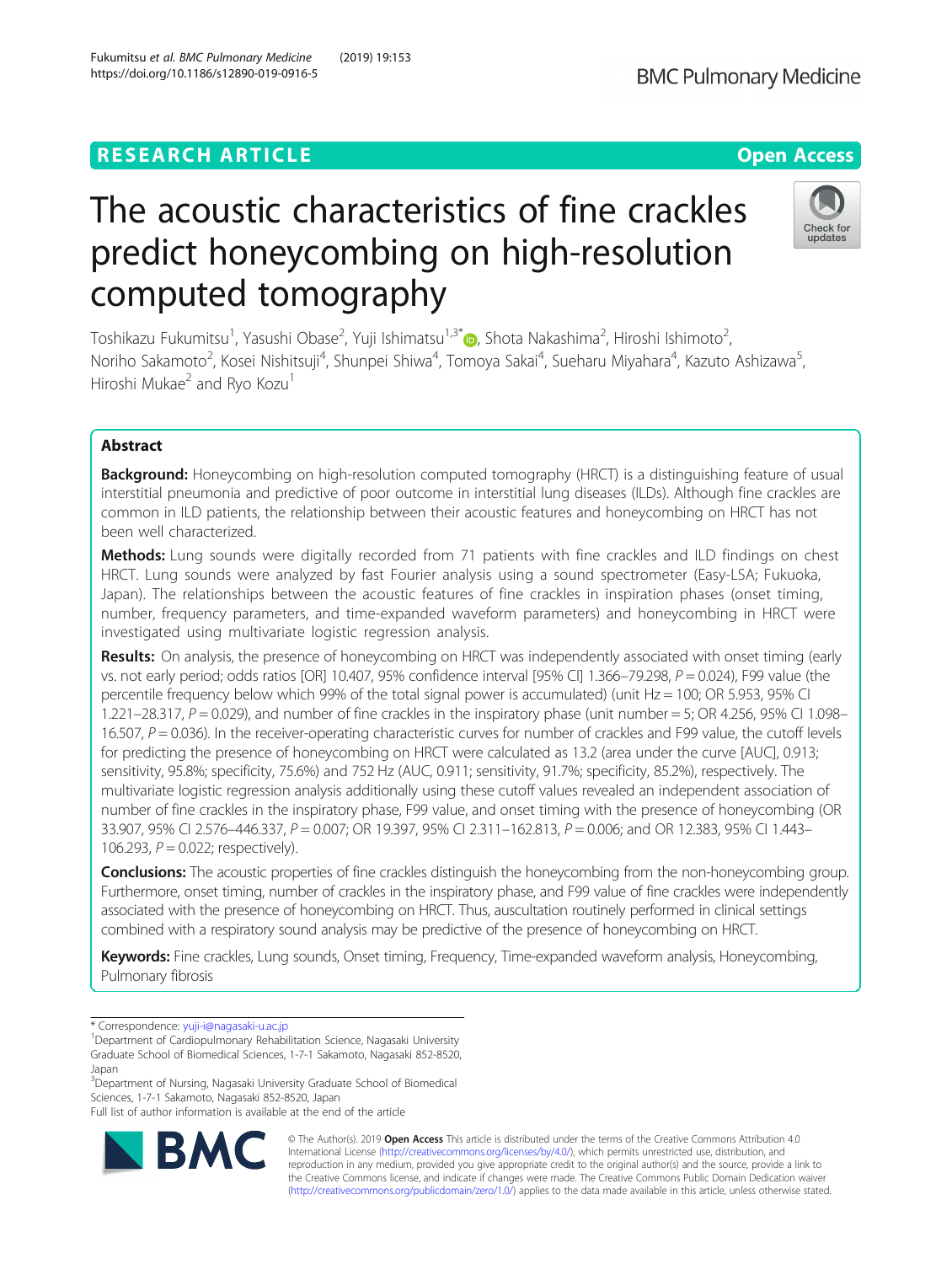RESEARCH ARTICLE

Open Access

# The acoustic characteristics of fine crackles predict honeycombing on high-resolution computed tomography

Toshikazu Fukumitsu[1], Yasushi Obase[2], Yuji Ishimatsu[1,3*], Shota Nakashima[2], Hiroshi Ishimoto[2], Noriho Sakamoto[2], Kosei Nishitsuji[4], Shunpei Shiwa[4], Tomoya Sakai[4], Sueharu Miyahara[4], Kazuto Ashizawa[5], Hiroshi Mukae[2] and Ryo Kozu[1]

## Abstract

**Background:** Honeycombing on high-resolution computed tomography (HRCT) is a distinguishing feature of usual interstitial pneumonia and predictive of poor outcome in interstitial lung diseases (ILDs). Although fine crackles are common in ILD patients, the relationship between their acoustic features and honeycombing on HRCT has not been well characterized.

**Methods:** Lung sounds were digitally recorded from 71 patients with fine crackles and ILD findings on chest HRCT. Lung sounds were analyzed by fast Fourier analysis using a sound spectrometer (Easy-LSA; Fukuoka, Japan). The relationships between the acoustic features of fine crackles in inspiration phases (onset timing, number, frequency parameters, and time-expanded waveform parameters) and honeycombing in HRCT were investigated using multivariate logistic regression analysis.

**Results:** On analysis, the presence of honeycombing on HRCT was independently associated with onset timing (early vs. not early period; odds ratios [OR] 10.407, 95% confidence interval [95% CI] 1.366–79.298, $P = 0.024$), F99 value (the percentile frequency below which 99% of the total signal power is accumulated) (unit Hz = 100; OR 5.953, 95% CI 1.221–28.317, $P = 0.029$), and number of fine crackles in the inspiratory phase (unit number = 5; OR 4.256, 95% CI 1.098–16.507, $P = 0.036$). In the receiver-operating characteristic curves for number of crackles and F99 value, the cutoff levels for predicting the presence of honeycombing on HRCT were calculated as 13.2 (area under the curve [AUC], 0.913; sensitivity, 95.8%; specificity, 75.6%) and 752 Hz (AUC, 0.911; sensitivity, 91.7%; specificity, 85.2%), respectively. The multivariate logistic regression analysis additionally using these cutoff values revealed an independent association of number of fine crackles in the inspiratory phase, F99 value, and onset timing with the presence of honeycombing (OR 33.907, 95% CI 2.576–446.337, $P = 0.007$; OR 19.397, 95% CI 2.311–162.813, $P = 0.006$; and OR 12.383, 95% CI 1.443–106.293, $P = 0.022$; respectively).

**Conclusions:** The acoustic properties of fine crackles distinguish the honeycombing from the non-honeycombing group. Furthermore, onset timing, number of crackles in the inspiratory phase, and F99 value of fine crackles were independently associated with the presence of honeycombing on HRCT. Thus, auscultation routinely performed in clinical settings combined with a respiratory sound analysis may be predictive of the presence of honeycombing on HRCT.

**Keywords:** Fine crackles, Lung sounds, Onset timing, Frequency, Time-expanded waveform analysis, Honeycombing, Pulmonary fibrosis

---

* Correspondence: yuji-i@nagasaki-u.ac.jp
[1]Department of Cardiopulmonary Rehabilitation Science, Nagasaki University Graduate School of Biomedical Sciences, 1-7-1 Sakamoto, Nagasaki 852-8520, Japan
[3]Department of Nursing, Nagasaki University Graduate School of Biomedical Sciences, 1-7-1 Sakamoto, Nagasaki 852-8520, Japan
Full list of author information is available at the end of the article

© The Author(s). 2019 **Open Access** This article is distributed under the terms of the Creative Commons Attribution 4.0 International License (http://creativecommons.org/licenses/by/4.0/), which permits unrestricted use, distribution, and reproduction in any medium, provided you give appropriate credit to the original author(s) and the source, provide a link to the Creative Commons license, and indicate if changes were made. The Creative Commons Public Domain Dedication waiver (http://creativecommons.org/publicdomain/zero/1.0/) applies to the data made available in this article, unless otherwise stated.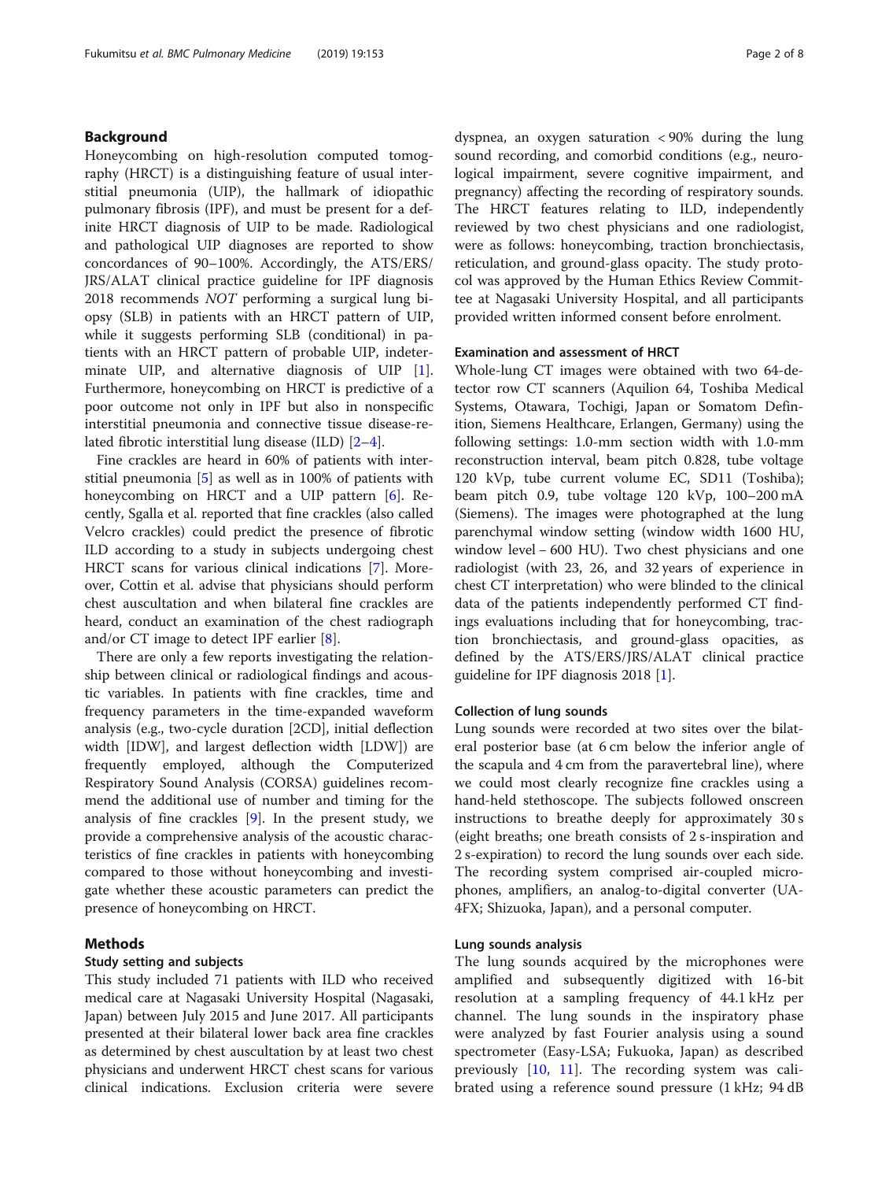## Background

Honeycombing on high-resolution computed tomography (HRCT) is a distinguishing feature of usual interstitial pneumonia (UIP), the hallmark of idiopathic pulmonary fibrosis (IPF), and must be present for a definite HRCT diagnosis of UIP to be made. Radiological and pathological UIP diagnoses are reported to show concordances of 90–100%. Accordingly, the ATS/ERS/JRS/ALAT clinical practice guideline for IPF diagnosis 2018 recommends *NOT* performing a surgical lung biopsy (SLB) in patients with an HRCT pattern of UIP, while it suggests performing SLB (conditional) in patients with an HRCT pattern of probable UIP, indeterminate UIP, and alternative diagnosis of UIP [1]. Furthermore, honeycombing on HRCT is predictive of a poor outcome not only in IPF but also in nonspecific interstitial pneumonia and connective tissue disease-related fibrotic interstitial lung disease (ILD) [2–4].

Fine crackles are heard in 60% of patients with interstitial pneumonia [5] as well as in 100% of patients with honeycombing on HRCT and a UIP pattern [6]. Recently, Sgalla et al. reported that fine crackles (also called Velcro crackles) could predict the presence of fibrotic ILD according to a study in subjects undergoing chest HRCT scans for various clinical indications [7]. Moreover, Cottin et al. advise that physicians should perform chest auscultation and when bilateral fine crackles are heard, conduct an examination of the chest radiograph and/or CT image to detect IPF earlier [8].

There are only a few reports investigating the relationship between clinical or radiological findings and acoustic variables. In patients with fine crackles, time and frequency parameters in the time-expanded waveform analysis (e.g., two-cycle duration [2CD], initial deflection width [IDW], and largest deflection width [LDW]) are frequently employed, although the Computerized Respiratory Sound Analysis (CORSA) guidelines recommend the additional use of number and timing for the analysis of fine crackles [9]. In the present study, we provide a comprehensive analysis of the acoustic characteristics of fine crackles in patients with honeycombing compared to those without honeycombing and investigate whether these acoustic parameters can predict the presence of honeycombing on HRCT.

## Methods

### Study setting and subjects

This study included 71 patients with ILD who received medical care at Nagasaki University Hospital (Nagasaki, Japan) between July 2015 and June 2017. All participants presented at their bilateral lower back area fine crackles as determined by chest auscultation by at least two chest physicians and underwent HRCT chest scans for various clinical indications. Exclusion criteria were severe dyspnea, an oxygen saturation < 90% during the lung sound recording, and comorbid conditions (e.g., neurological impairment, severe cognitive impairment, and pregnancy) affecting the recording of respiratory sounds. The HRCT features relating to ILD, independently reviewed by two chest physicians and one radiologist, were as follows: honeycombing, traction bronchiectasis, reticulation, and ground-glass opacity. The study protocol was approved by the Human Ethics Review Committee at Nagasaki University Hospital, and all participants provided written informed consent before enrolment.

### Examination and assessment of HRCT

Whole-lung CT images were obtained with two 64-detector row CT scanners (Aquilion 64, Toshiba Medical Systems, Otawara, Tochigi, Japan or Somatom Definition, Siemens Healthcare, Erlangen, Germany) using the following settings: 1.0-mm section width with 1.0-mm reconstruction interval, beam pitch 0.828, tube voltage 120 kVp, tube current volume EC, SD11 (Toshiba); beam pitch 0.9, tube voltage 120 kVp, 100–200 mA (Siemens). The images were photographed at the lung parenchymal window setting (window width 1600 HU, window level − 600 HU). Two chest physicians and one radiologist (with 23, 26, and 32 years of experience in chest CT interpretation) who were blinded to the clinical data of the patients independently performed CT findings evaluations including that for honeycombing, traction bronchiectasis, and ground-glass opacities, as defined by the ATS/ERS/JRS/ALAT clinical practice guideline for IPF diagnosis 2018 [1].

### Collection of lung sounds

Lung sounds were recorded at two sites over the bilateral posterior base (at 6 cm below the inferior angle of the scapula and 4 cm from the paravertebral line), where we could most clearly recognize fine crackles using a hand-held stethoscope. The subjects followed onscreen instructions to breathe deeply for approximately 30 s (eight breaths; one breath consists of 2 s-inspiration and 2 s-expiration) to record the lung sounds over each side. The recording system comprised air-coupled microphones, amplifiers, an analog-to-digital converter (UA-4FX; Shizuoka, Japan), and a personal computer.

### Lung sounds analysis

The lung sounds acquired by the microphones were amplified and subsequently digitized with 16-bit resolution at a sampling frequency of 44.1 kHz per channel. The lung sounds in the inspiratory phase were analyzed by fast Fourier analysis using a sound spectrometer (Easy-LSA; Fukuoka, Japan) as described previously [10, 11]. The recording system was calibrated using a reference sound pressure (1 kHz; 94 dB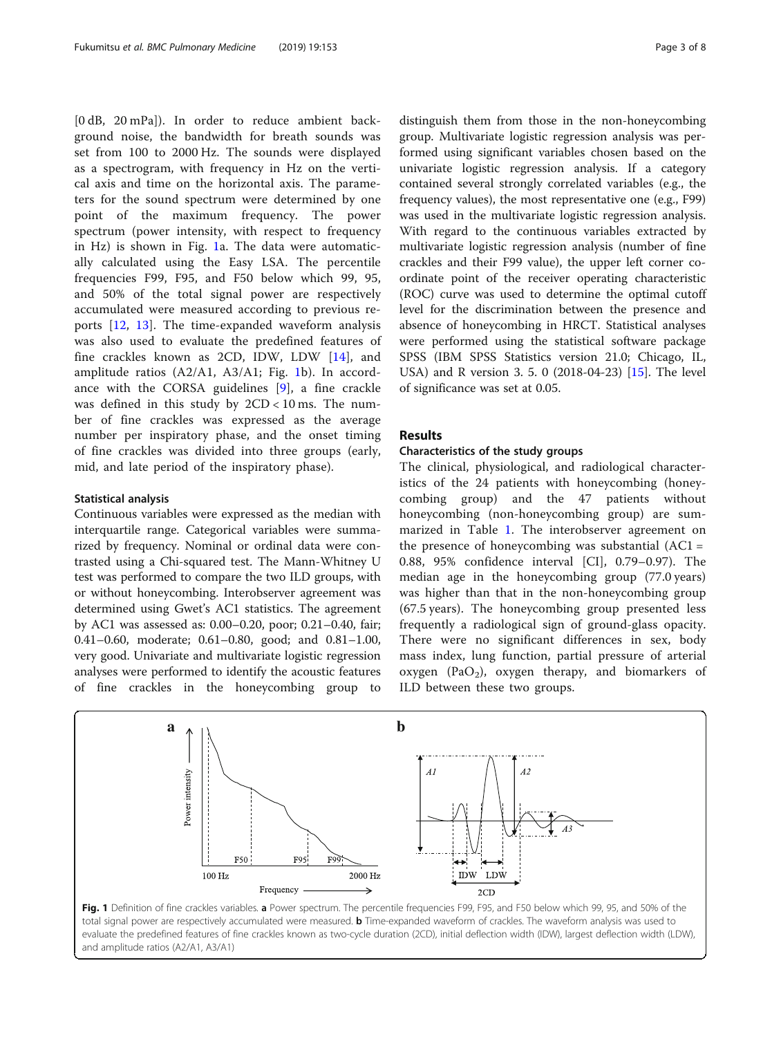[0 dB, 20 mPa]). In order to reduce ambient background noise, the bandwidth for breath sounds was set from 100 to 2000 Hz. The sounds were displayed as a spectrogram, with frequency in Hz on the vertical axis and time on the horizontal axis. The parameters for the sound spectrum were determined by one point of the maximum frequency. The power spectrum (power intensity, with respect to frequency in Hz) is shown in Fig. 1a. The data were automatically calculated using the Easy LSA. The percentile frequencies F99, F95, and F50 below which 99, 95, and 50% of the total signal power are respectively accumulated were measured according to previous reports [12, 13]. The time-expanded waveform analysis was also used to evaluate the predefined features of fine crackles known as 2CD, IDW, LDW [14], and amplitude ratios (A2/A1, A3/A1; Fig. 1b). In accordance with the CORSA guidelines [9], a fine crackle was defined in this study by 2CD < 10 ms. The number of fine crackles was expressed as the average number per inspiratory phase, and the onset timing of fine crackles was divided into three groups (early, mid, and late period of the inspiratory phase).

### Statistical analysis

Continuous variables were expressed as the median with interquartile range. Categorical variables were summarized by frequency. Nominal or ordinal data were contrasted using a Chi-squared test. The Mann-Whitney U test was performed to compare the two ILD groups, with or without honeycombing. Interobserver agreement was determined using Gwet's AC1 statistics. The agreement by AC1 was assessed as: 0.00–0.20, poor; 0.21–0.40, fair; 0.41–0.60, moderate; 0.61–0.80, good; and 0.81–1.00, very good. Univariate and multivariate logistic regression analyses were performed to identify the acoustic features of fine crackles in the honeycombing group to distinguish them from those in the non-honeycombing group. Multivariate logistic regression analysis was performed using significant variables chosen based on the univariate logistic regression analysis. If a category contained several strongly correlated variables (e.g., the frequency values), the most representative one (e.g., F99) was used in the multivariate logistic regression analysis. With regard to the continuous variables extracted by multivariate logistic regression analysis (number of fine crackles and their F99 value), the upper left corner coordinate point of the receiver operating characteristic (ROC) curve was used to determine the optimal cutoff level for the discrimination between the presence and absence of honeycombing in HRCT. Statistical analyses were performed using the statistical software package SPSS (IBM SPSS Statistics version 21.0; Chicago, IL, USA) and R version 3. 5. 0 (2018-04-23) [15]. The level of significance was set at 0.05.

## Results

### Characteristics of the study groups

The clinical, physiological, and radiological characteristics of the 24 patients with honeycombing (honeycombing group) and the 47 patients without honeycombing (non-honeycombing group) are summarized in Table 1. The interobserver agreement on the presence of honeycombing was substantial (AC1 = 0.88, 95% confidence interval [CI], 0.79–0.97). The median age in the honeycombing group (77.0 years) was higher than that in the non-honeycombing group (67.5 years). The honeycombing group presented less frequently a radiological sign of ground-glass opacity. There were no significant differences in sex, body mass index, lung function, partial pressure of arterial oxygen ($PaO_2$), oxygen therapy, and biomarkers of ILD between these two groups.

**Fig. 1** Definition of fine crackles variables. **a** Power spectrum. The percentile frequencies F99, F95, and F50 below which 99, 95, and 50% of the total signal power are respectively accumulated were measured. **b** Time-expanded waveform of crackles. The waveform analysis was used to evaluate the predefined features of fine crackles known as two-cycle duration (2CD), initial deflection width (IDW), largest deflection width (LDW), and amplitude ratios (A2/A1, A3/A1)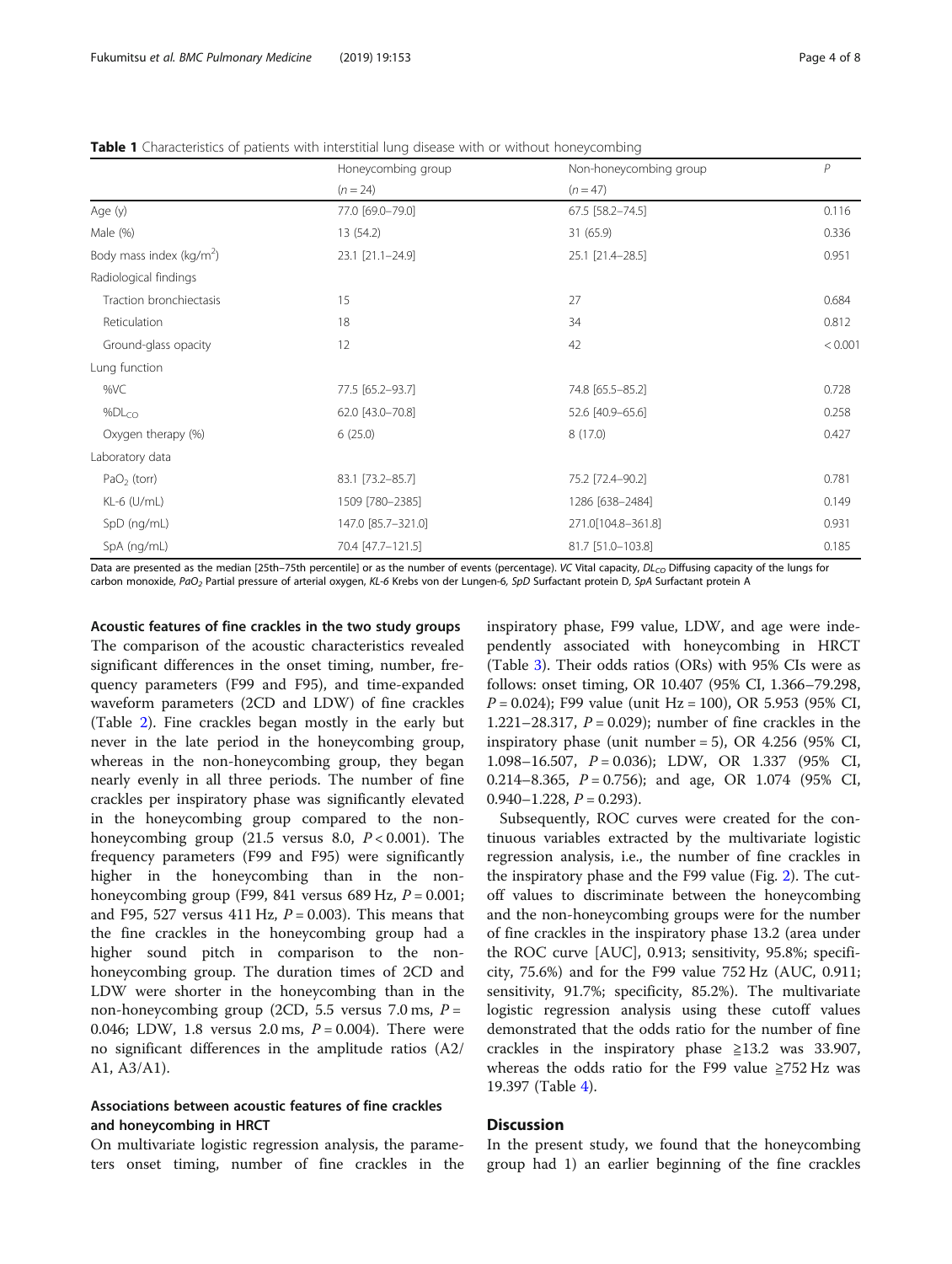**Table 1** Characteristics of patients with interstitial lung disease with or without honeycombing

| | Honeycombing group ($n = 24$) | Non-honeycombing group ($n = 47$) | $P$ |
|---|---|---|---|
| Age (y) | 77.0 [69.0–79.0] | 67.5 [58.2–74.5] | 0.116 |
| Male (%) | 13 (54.2) | 31 (65.9) | 0.336 |
| Body mass index (kg/m$^2$) | 23.1 [21.1–24.9] | 25.1 [21.4–28.5] | 0.951 |
| Radiological findings | | | |
| Traction bronchiectasis | 15 | 27 | 0.684 |
| Reticulation | 18 | 34 | 0.812 |
| Ground-glass opacity | 12 | 42 | < 0.001 |
| Lung function | | | |
| %VC | 77.5 [65.2–93.7] | 74.8 [65.5–85.2] | 0.728 |
| %DL$_{CO}$ | 62.0 [43.0–70.8] | 52.6 [40.9–65.6] | 0.258 |
| Oxygen therapy (%) | 6 (25.0) | 8 (17.0) | 0.427 |
| Laboratory data | | | |
| PaO$_2$ (torr) | 83.1 [73.2–85.7] | 75.2 [72.4–90.2] | 0.781 |
| KL-6 (U/mL) | 1509 [780–2385] | 1286 [638–2484] | 0.149 |
| SpD (ng/mL) | 147.0 [85.7–321.0] | 271.0[104.8–361.8] | 0.931 |
| SpA (ng/mL) | 70.4 [47.7–121.5] | 81.7 [51.0–103.8] | 0.185 |

Data are presented as the median [25th–75th percentile] or as the number of events (percentage). *VC* Vital capacity, *DL$_{CO}$* Diffusing capacity of the lungs for carbon monoxide, *PaO$_2$* Partial pressure of arterial oxygen, *KL-6* Krebs von der Lungen-6, *SpD* Surfactant protein D, *SpA* Surfactant protein A

### Acoustic features of fine crackles in the two study groups

The comparison of the acoustic characteristics revealed significant differences in the onset timing, number, frequency parameters (F99 and F95), and time-expanded waveform parameters (2CD and LDW) of fine crackles (Table 2). Fine crackles began mostly in the early but never in the late period in the honeycombing group, whereas in the non-honeycombing group, they began nearly evenly in all three periods. The number of fine crackles per inspiratory phase was significantly elevated in the honeycombing group compared to the non-honeycombing group (21.5 versus 8.0, $P < 0.001$). The frequency parameters (F99 and F95) were significantly higher in the honeycombing than in the non-honeycombing group (F99, 841 versus 689 Hz, $P = 0.001$; and F95, 527 versus 411 Hz, $P = 0.003$). This means that the fine crackles in the honeycombing group had a higher sound pitch in comparison to the non-honeycombing group. The duration times of 2CD and LDW were shorter in the honeycombing than in the non-honeycombing group (2CD, 5.5 versus 7.0 ms, $P = 0.046$; LDW, 1.8 versus 2.0 ms, $P = 0.004$). There were no significant differences in the amplitude ratios (A2/A1, A3/A1).

### Associations between acoustic features of fine crackles and honeycombing in HRCT

On multivariate logistic regression analysis, the parameters onset timing, number of fine crackles in the inspiratory phase, F99 value, LDW, and age were independently associated with honeycombing in HRCT (Table 3). Their odds ratios (ORs) with 95% CIs were as follows: onset timing, OR 10.407 (95% CI, 1.366–79.298, $P = 0.024$); F99 value (unit Hz = 100), OR 5.953 (95% CI, 1.221–28.317, $P = 0.029$); number of fine crackles in the inspiratory phase (unit number = 5), OR 4.256 (95% CI, 1.098–16.507, $P = 0.036$); LDW, OR 1.337 (95% CI, 0.214–8.365, $P = 0.756$); and age, OR 1.074 (95% CI, 0.940–1.228, $P = 0.293$).

Subsequently, ROC curves were created for the continuous variables extracted by the multivariate logistic regression analysis, i.e., the number of fine crackles in the inspiratory phase and the F99 value (Fig. 2). The cutoff values to discriminate between the honeycombing and the non-honeycombing groups were for the number of fine crackles in the inspiratory phase 13.2 (area under the ROC curve [AUC], 0.913; sensitivity, 95.8%; specificity, 75.6%) and for the F99 value 752 Hz (AUC, 0.911; sensitivity, 91.7%; specificity, 85.2%). The multivariate logistic regression analysis using these cutoff values demonstrated that the odds ratio for the number of fine crackles in the inspiratory phase ≧13.2 was 33.907, whereas the odds ratio for the F99 value ≧752 Hz was 19.397 (Table 4).

## Discussion

In the present study, we found that the honeycombing group had 1) an earlier beginning of the fine crackles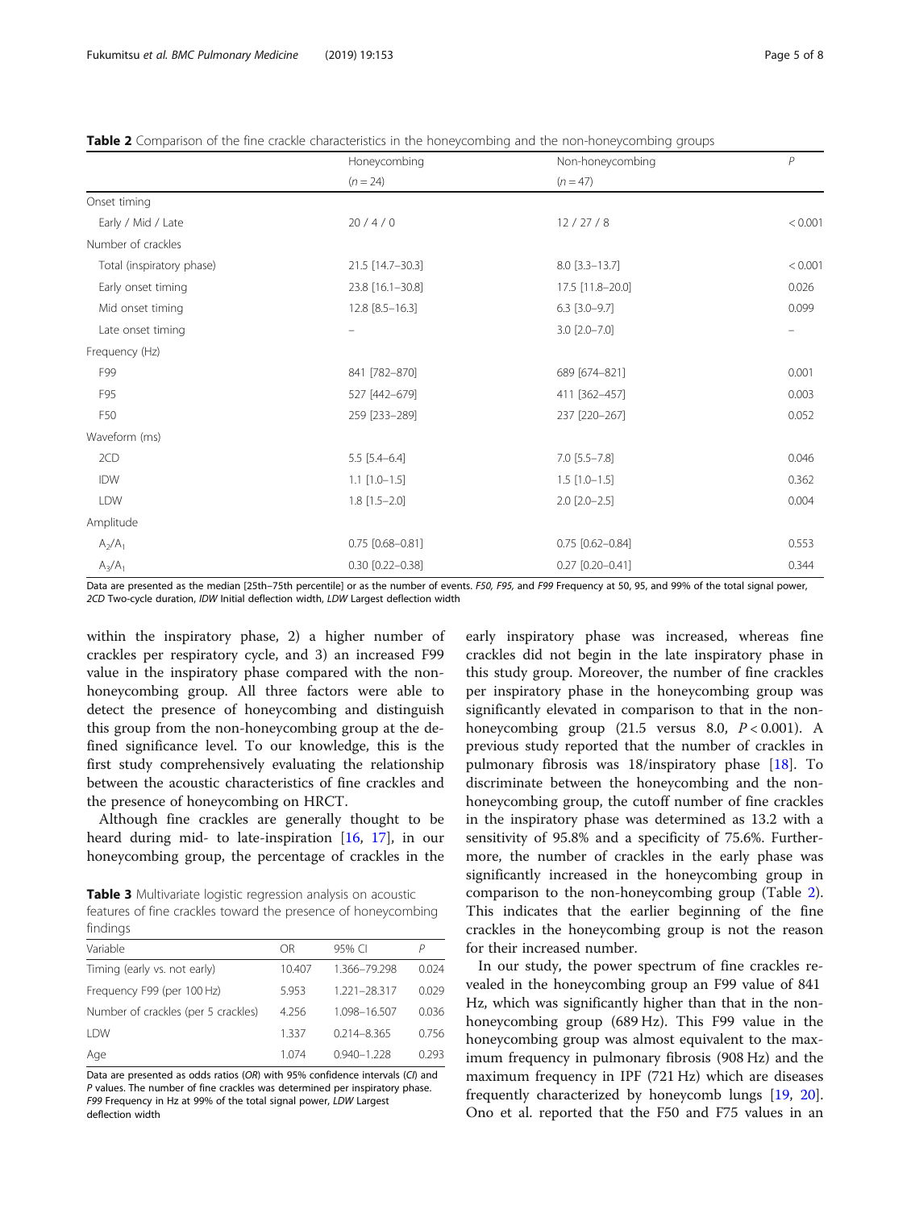**Table 2** Comparison of the fine crackle characteristics in the honeycombing and the non-honeycombing groups

| | Honeycombing ($n = 24$) | Non-honeycombing ($n = 47$) | $P$ |
|---|---|---|---|
| Onset timing | | | |
| Early / Mid / Late | 20 / 4 / 0 | 12 / 27 / 8 | < 0.001 |
| Number of crackles | | | |
| Total (inspiratory phase) | 21.5 [14.7–30.3] | 8.0 [3.3–13.7] | < 0.001 |
| Early onset timing | 23.8 [16.1–30.8] | 17.5 [11.8–20.0] | 0.026 |
| Mid onset timing | 12.8 [8.5–16.3] | 6.3 [3.0–9.7] | 0.099 |
| Late onset timing | – | 3.0 [2.0–7.0] | – |
| Frequency (Hz) | | | |
| F99 | 841 [782–870] | 689 [674–821] | 0.001 |
| F95 | 527 [442–679] | 411 [362–457] | 0.003 |
| F50 | 259 [233–289] | 237 [220–267] | 0.052 |
| Waveform (ms) | | | |
| 2CD | 5.5 [5.4–6.4] | 7.0 [5.5–7.8] | 0.046 |
| IDW | 1.1 [1.0–1.5] | 1.5 [1.0–1.5] | 0.362 |
| LDW | 1.8 [1.5–2.0] | 2.0 [2.0–2.5] | 0.004 |
| Amplitude | | | |
| $A_2/A_1$ | 0.75 [0.68–0.81] | 0.75 [0.62–0.84] | 0.553 |
| $A_3/A_1$ | 0.30 [0.22–0.38] | 0.27 [0.20–0.41] | 0.344 |

Data are presented as the median [25th–75th percentile] or as the number of events. *F50, F95,* and *F99* Frequency at 50, 95, and 99% of the total signal power, *2CD* Two-cycle duration, *IDW* Initial deflection width, *LDW* Largest deflection width

within the inspiratory phase, 2) a higher number of crackles per respiratory cycle, and 3) an increased F99 value in the inspiratory phase compared with the non-honeycombing group. All three factors were able to detect the presence of honeycombing and distinguish this group from the non-honeycombing group at the defined significance level. To our knowledge, this is the first study comprehensively evaluating the relationship between the acoustic characteristics of fine crackles and the presence of honeycombing on HRCT.

Although fine crackles are generally thought to be heard during mid- to late-inspiration [16, 17], in our honeycombing group, the percentage of crackles in the early inspiratory phase was increased, whereas fine crackles did not begin in the late inspiratory phase in this study group. Moreover, the number of fine crackles per inspiratory phase in the honeycombing group was significantly elevated in comparison to that in the non-honeycombing group (21.5 versus 8.0, $P < 0.001$). A previous study reported that the number of crackles in pulmonary fibrosis was 18/inspiratory phase [18]. To discriminate between the honeycombing and the non-honeycombing group, the cutoff number of fine crackles in the inspiratory phase was determined as 13.2 with a sensitivity of 95.8% and a specificity of 75.6%. Furthermore, the number of crackles in the early phase was significantly increased in the honeycombing group in comparison to the non-honeycombing group (Table 2). This indicates that the earlier beginning of the fine crackles in the honeycombing group is not the reason for their increased number.

**Table 3** Multivariate logistic regression analysis on acoustic features of fine crackles toward the presence of honeycombing findings

| Variable | OR | 95% CI | $P$ |
|---|---|---|---|
| Timing (early vs. not early) | 10.407 | 1.366–79.298 | 0.024 |
| Frequency F99 (per 100 Hz) | 5.953 | 1.221–28.317 | 0.029 |
| Number of crackles (per 5 crackles) | 4.256 | 1.098–16.507 | 0.036 |
| LDW | 1.337 | 0.214–8.365 | 0.756 |
| Age | 1.074 | 0.940–1.228 | 0.293 |

Data are presented as odds ratios (*OR*) with 95% confidence intervals (*CI*) and *P* values. The number of fine crackles was determined per inspiratory phase. *F99* Frequency in Hz at 99% of the total signal power, *LDW* Largest deflection width

In our study, the power spectrum of fine crackles revealed in the honeycombing group an F99 value of 841 Hz, which was significantly higher than that in the non-honeycombing group (689 Hz). This F99 value in the honeycombing group was almost equivalent to the maximum frequency in pulmonary fibrosis (908 Hz) and the maximum frequency in IPF (721 Hz) which are diseases frequently characterized by honeycomb lungs [19, 20]. Ono et al. reported that the F50 and F75 values in an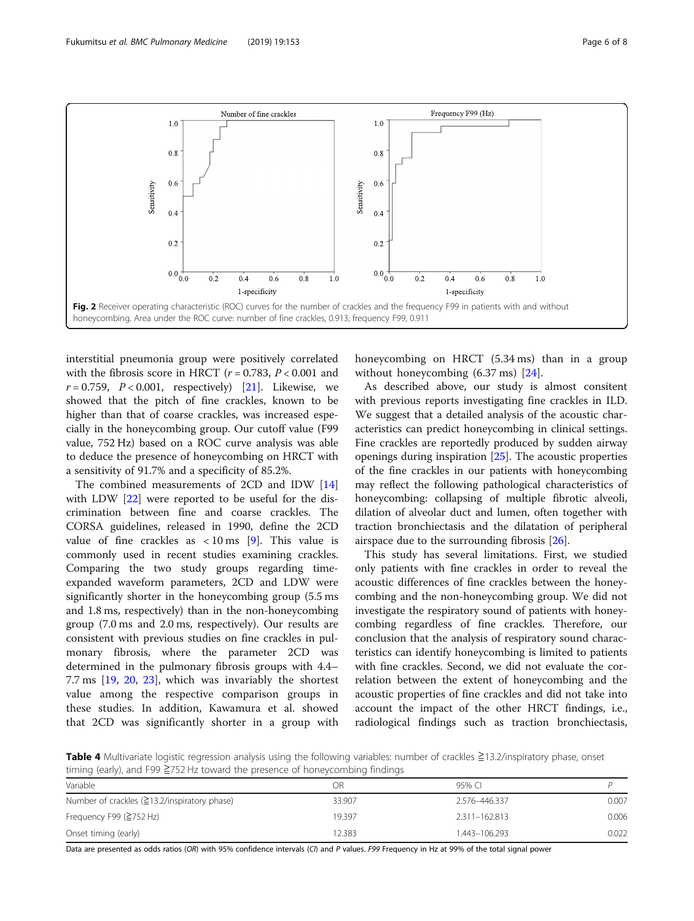Fig. 2 Receiver operating characteristic (ROC) curves for the number of crackles and the frequency F99 in patients with and without honeycombing. Area under the ROC curve: number of fine crackles, 0.913; frequency F99, 0.911

interstitial pneumonia group were positively correlated with the fibrosis score in HRCT ($r = 0.783$, $P < 0.001$ and $r = 0.759$, $P < 0.001$, respectively) [21]. Likewise, we showed that the pitch of fine crackles, known to be higher than that of coarse crackles, was increased especially in the honeycombing group. Our cutoff value (F99 value, 752 Hz) based on a ROC curve analysis was able to deduce the presence of honeycombing on HRCT with a sensitivity of 91.7% and a specificity of 85.2%.

The combined measurements of 2CD and IDW [14] with LDW [22] were reported to be useful for the discrimination between fine and coarse crackles. The CORSA guidelines, released in 1990, define the 2CD value of fine crackles as < 10 ms [9]. This value is commonly used in recent studies examining crackles. Comparing the two study groups regarding time-expanded waveform parameters, 2CD and LDW were significantly shorter in the honeycombing group (5.5 ms and 1.8 ms, respectively) than in the non-honeycombing group (7.0 ms and 2.0 ms, respectively). Our results are consistent with previous studies on fine crackles in pulmonary fibrosis, where the parameter 2CD was determined in the pulmonary fibrosis groups with 4.4–7.7 ms [19, 20, 23], which was invariably the shortest value among the respective comparison groups in these studies. In addition, Kawamura et al. showed that 2CD was significantly shorter in a group with honeycombing on HRCT (5.34 ms) than in a group without honeycombing (6.37 ms) [24].

As described above, our study is almost consitent with previous reports investigating fine crackles in ILD. We suggest that a detailed analysis of the acoustic characteristics can predict honeycombing in clinical settings. Fine crackles are reportedly produced by sudden airway openings during inspiration [25]. The acoustic properties of the fine crackles in our patients with honeycombing may reflect the following pathological characteristics of honeycombing: collapsing of multiple fibrotic alveoli, dilation of alveolar duct and lumen, often together with traction bronchiectasis and the dilatation of peripheral airspace due to the surrounding fibrosis [26].

This study has several limitations. First, we studied only patients with fine crackles in order to reveal the acoustic differences of fine crackles between the honeycombing and the non-honeycombing group. We did not investigate the respiratory sound of patients with honeycombing regardless of fine crackles. Therefore, our conclusion that the analysis of respiratory sound characteristics can identify honeycombing is limited to patients with fine crackles. Second, we did not evaluate the correlation between the extent of honeycombing and the acoustic properties of fine crackles and did not take into account the impact of the other HRCT findings, i.e., radiological findings such as traction bronchiectasis,

**Table 4** Multivariate logistic regression analysis using the following variables: number of crackles ≧13.2/inspiratory phase, onset timing (early), and F99 ≧752 Hz toward the presence of honeycombing findings

| Variable | OR | 95% CI | P |
|---|---|---|---|
| Number of crackles (≧13.2/inspiratory phase) | 33.907 | 2.576–446.337 | 0.007 |
| Frequency F99 (≧752 Hz) | 19.397 | 2.311–162.813 | 0.006 |
| Onset timing (early) | 12.383 | 1.443–106.293 | 0.022 |

Data are presented as odds ratios (*OR*) with 95% confidence intervals (*CI*) and *P* values. *F99* Frequency in Hz at 99% of the total signal power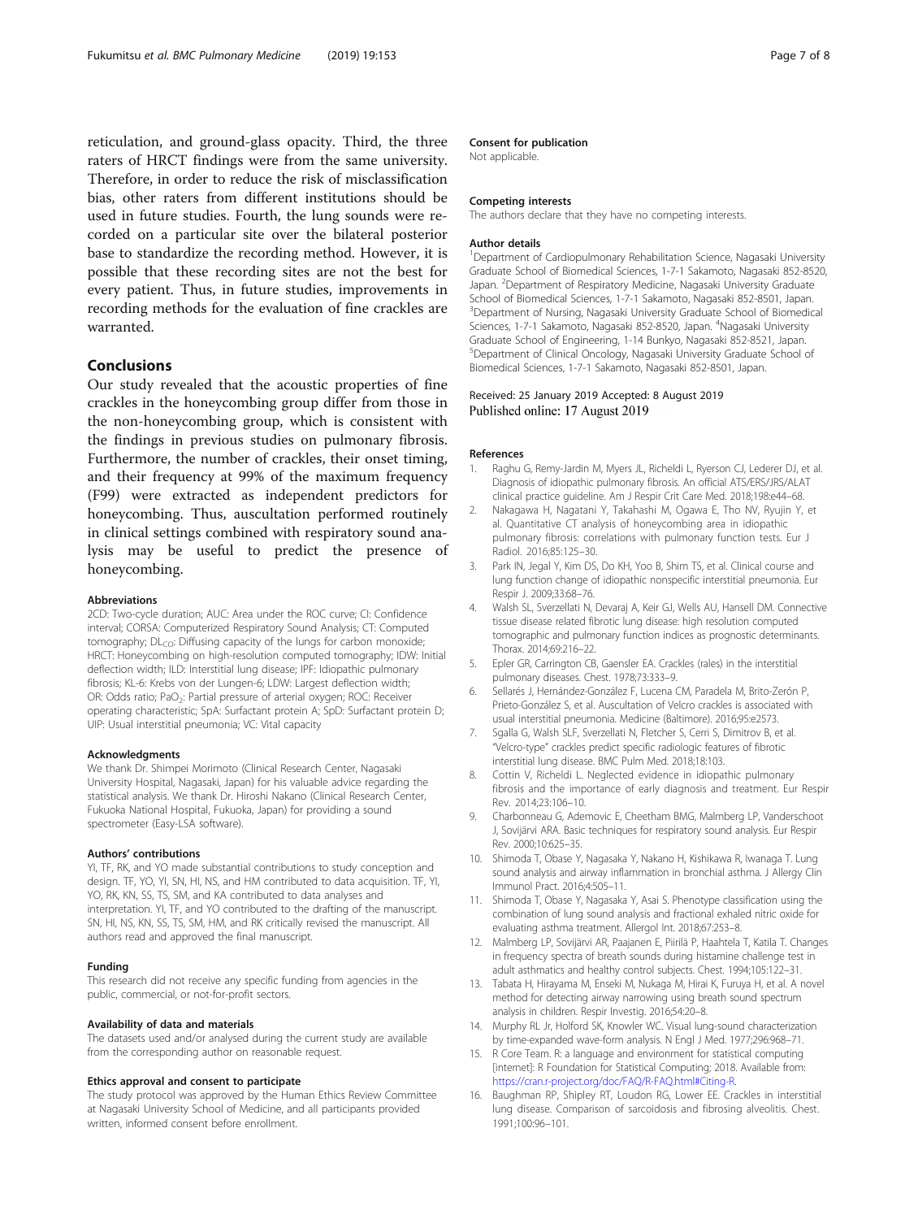reticulation, and ground-glass opacity. Third, the three raters of HRCT findings were from the same university. Therefore, in order to reduce the risk of misclassification bias, other raters from different institutions should be used in future studies. Fourth, the lung sounds were recorded on a particular site over the bilateral posterior base to standardize the recording method. However, it is possible that these recording sites are not the best for every patient. Thus, in future studies, improvements in recording methods for the evaluation of fine crackles are warranted.

## Conclusions

Our study revealed that the acoustic properties of fine crackles in the honeycombing group differ from those in the non-honeycombing group, which is consistent with the findings in previous studies on pulmonary fibrosis. Furthermore, the number of crackles, their onset timing, and their frequency at 99% of the maximum frequency (F99) were extracted as independent predictors for honeycombing. Thus, auscultation performed routinely in clinical settings combined with respiratory sound analysis may be useful to predict the presence of honeycombing.

#### Abbreviations

2CD: Two-cycle duration; AUC: Area under the ROC curve; CI: Confidence interval; CORSA: Computerized Respiratory Sound Analysis; CT: Computed tomography; $DL_{CO}$: Diffusing capacity of the lungs for carbon monoxide; HRCT: Honeycombing on high-resolution computed tomography; IDW: Initial deflection width; ILD: Interstitial lung disease; IPF: Idiopathic pulmonary fibrosis; KL-6: Krebs von der Lungen-6; LDW: Largest deflection width; OR: Odds ratio; $PaO_2$: Partial pressure of arterial oxygen; ROC: Receiver operating characteristic; SpA: Surfactant protein A; SpD: Surfactant protein D; UIP: Usual interstitial pneumonia; VC: Vital capacity

#### Acknowledgments

We thank Dr. Shimpei Morimoto (Clinical Research Center, Nagasaki University Hospital, Nagasaki, Japan) for his valuable advice regarding the statistical analysis. We thank Dr. Hiroshi Nakano (Clinical Research Center, Fukuoka National Hospital, Fukuoka, Japan) for providing a sound spectrometer (Easy-LSA software).

#### Authors' contributions

YI, TF, RK, and YO made substantial contributions to study conception and design. TF, YO, YI, SN, HI, NS, and HM contributed to data acquisition. TF, YI, YO, RK, KN, SS, TS, SM, and KA contributed to data analyses and interpretation. YI, TF, and YO contributed to the drafting of the manuscript. SN, HI, NS, KN, SS, TS, SM, HM, and RK critically revised the manuscript. All authors read and approved the final manuscript.

#### Funding

This research did not receive any specific funding from agencies in the public, commercial, or not-for-profit sectors.

#### Availability of data and materials

The datasets used and/or analysed during the current study are available from the corresponding author on reasonable request.

#### Ethics approval and consent to participate

The study protocol was approved by the Human Ethics Review Committee at Nagasaki University School of Medicine, and all participants provided written, informed consent before enrollment.

#### Consent for publication

Not applicable.

#### Competing interests

The authors declare that they have no competing interests.

#### Author details

[1]Department of Cardiopulmonary Rehabilitation Science, Nagasaki University Graduate School of Biomedical Sciences, 1-7-1 Sakamoto, Nagasaki 852-8520, Japan. [2]Department of Respiratory Medicine, Nagasaki University Graduate School of Biomedical Sciences, 1-7-1 Sakamoto, Nagasaki 852-8501, Japan. [3]Department of Nursing, Nagasaki University Graduate School of Biomedical Sciences, 1-7-1 Sakamoto, Nagasaki 852-8520, Japan. [4]Nagasaki University Graduate School of Engineering, 1-14 Bunkyo, Nagasaki 852-8521, Japan. [5]Department of Clinical Oncology, Nagasaki University Graduate School of Biomedical Sciences, 1-7-1 Sakamoto, Nagasaki 852-8501, Japan.

Received: 25 January 2019 Accepted: 8 August 2019
Published online: 17 August 2019

#### References

1. Raghu G, Remy-Jardin M, Myers JL, Richeldi L, Ryerson CJ, Lederer DJ, et al. Diagnosis of idiopathic pulmonary fibrosis. An official ATS/ERS/JRS/ALAT clinical practice guideline. Am J Respir Crit Care Med. 2018;198:e44–68.
2. Nakagawa H, Nagatani Y, Takahashi M, Ogawa E, Tho NV, Ryujin Y, et al. Quantitative CT analysis of honeycombing area in idiopathic pulmonary fibrosis: correlations with pulmonary function tests. Eur J Radiol. 2016;85:125–30.
3. Park IN, Jegal Y, Kim DS, Do KH, Yoo B, Shim TS, et al. Clinical course and lung function change of idiopathic nonspecific interstitial pneumonia. Eur Respir J. 2009;33:68–76.
4. Walsh SL, Sverzellati N, Devaraj A, Keir GJ, Wells AU, Hansell DM. Connective tissue disease related fibrotic lung disease: high resolution computed tomographic and pulmonary function indices as prognostic determinants. Thorax. 2014;69:216–22.
5. Epler GR, Carrington CB, Gaensler EA. Crackles (rales) in the interstitial pulmonary diseases. Chest. 1978;73:333–9.
6. Sellarés J, Hernández-González F, Lucena CM, Paradela M, Brito-Zerón P, Prieto-González S, et al. Auscultation of Velcro crackles is associated with usual interstitial pneumonia. Medicine (Baltimore). 2016;95:e2573.
7. Sgalla G, Walsh SLF, Sverzellati N, Fletcher S, Cerri S, Dimitrov B, et al. "Velcro-type" crackles predict specific radiologic features of fibrotic interstitial lung disease. BMC Pulm Med. 2018;18:103.
8. Cottin V, Richeldi L. Neglected evidence in idiopathic pulmonary fibrosis and the importance of early diagnosis and treatment. Eur Respir Rev. 2014;23:106–10.
9. Charbonneau G, Ademovic E, Cheetham BMG, Malmberg LP, Vanderschoot J, Sovijärvi ARA. Basic techniques for respiratory sound analysis. Eur Respir Rev. 2000;10:625–35.
10. Shimoda T, Obase Y, Nagasaka Y, Nakano H, Kishikawa R, Iwanaga T. Lung sound analysis and airway inflammation in bronchial asthma. J Allergy Clin Immunol Pract. 2016;4:505–11.
11. Shimoda T, Obase Y, Nagasaka Y, Asai S. Phenotype classification using the combination of lung sound analysis and fractional exhaled nitric oxide for evaluating asthma treatment. Allergol Int. 2018;67:253–8.
12. Malmberg LP, Sovijärvi AR, Paajanen E, Piirilä P, Haahtela T, Katila T. Changes in frequency spectra of breath sounds during histamine challenge test in adult asthmatics and healthy control subjects. Chest. 1994;105:122–31.
13. Tabata H, Hirayama M, Enseki M, Nukaga M, Hirai K, Furuya H, et al. A novel method for detecting airway narrowing using breath sound spectrum analysis in children. Respir Investig. 2016;54:20–8.
14. Murphy RL Jr, Holford SK, Knowler WC. Visual lung-sound characterization by time-expanded wave-form analysis. N Engl J Med. 1977;296:968–71.
15. R Core Team. R: a language and environment for statistical computing [internet]: R Foundation for Statistical Computing; 2018. Available from: https://cran.r-project.org/doc/FAQ/R-FAQ.html#Citing-R.
16. Baughman RP, Shipley RT, Loudon RG, Lower EE. Crackles in interstitial lung disease. Comparison of sarcoidosis and fibrosing alveolitis. Chest. 1991;100:96–101.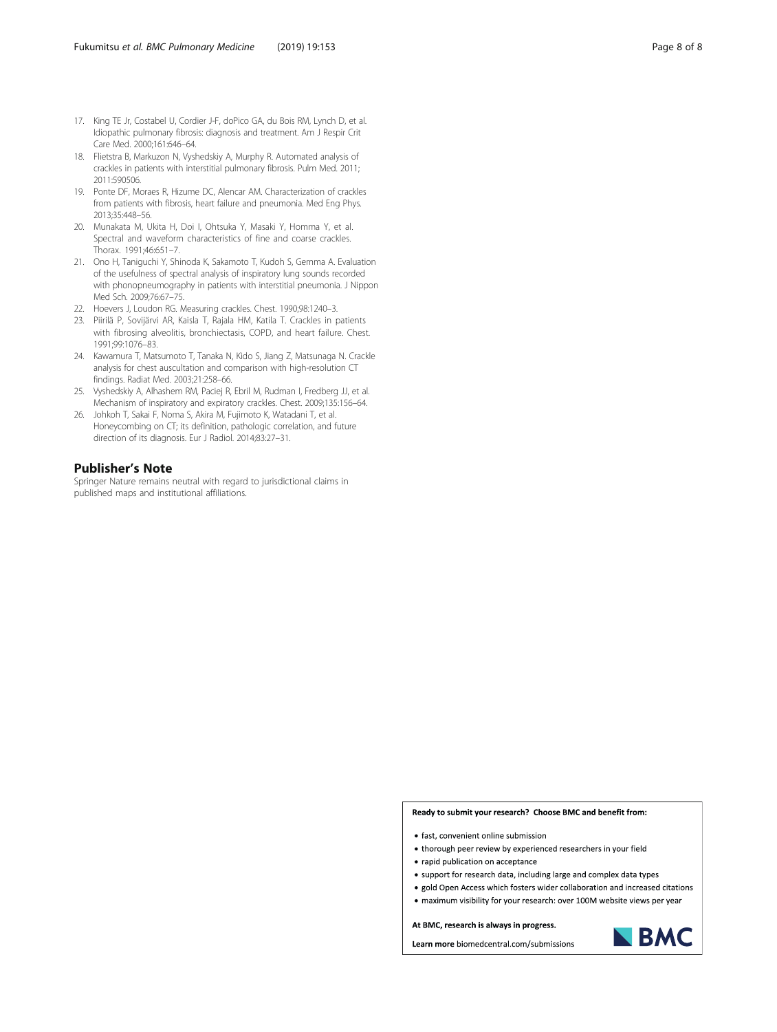17. King TE Jr, Costabel U, Cordier J-F, doPico GA, du Bois RM, Lynch D, et al. Idiopathic pulmonary fibrosis: diagnosis and treatment. Am J Respir Crit Care Med. 2000;161:646–64.
18. Flietstra B, Markuzon N, Vyshedskiy A, Murphy R. Automated analysis of crackles in patients with interstitial pulmonary fibrosis. Pulm Med. 2011; 2011:590506.
19. Ponte DF, Moraes R, Hizume DC, Alencar AM. Characterization of crackles from patients with fibrosis, heart failure and pneumonia. Med Eng Phys. 2013;35:448–56.
20. Munakata M, Ukita H, Doi I, Ohtsuka Y, Masaki Y, Homma Y, et al. Spectral and waveform characteristics of fine and coarse crackles. Thorax. 1991;46:651–7.
21. Ono H, Taniguchi Y, Shinoda K, Sakamoto T, Kudoh S, Gemma A. Evaluation of the usefulness of spectral analysis of inspiratory lung sounds recorded with phonopneumography in patients with interstitial pneumonia. J Nippon Med Sch. 2009;76:67–75.
22. Hoevers J, Loudon RG. Measuring crackles. Chest. 1990;98:1240–3.
23. Piirilä P, Sovijärvi AR, Kaisla T, Rajala HM, Katila T. Crackles in patients with fibrosing alveolitis, bronchiectasis, COPD, and heart failure. Chest. 1991;99:1076–83.
24. Kawamura T, Matsumoto T, Tanaka N, Kido S, Jiang Z, Matsunaga N. Crackle analysis for chest auscultation and comparison with high-resolution CT findings. Radiat Med. 2003;21:258–66.
25. Vyshedskiy A, Alhashem RM, Paciej R, Ebril M, Rudman I, Fredberg JJ, et al. Mechanism of inspiratory and expiratory crackles. Chest. 2009;135:156–64.
26. Johkoh T, Sakai F, Noma S, Akira M, Fujimoto K, Watadani T, et al. Honeycombing on CT; its definition, pathologic correlation, and future direction of its diagnosis. Eur J Radiol. 2014;83:27–31.

## Publisher's Note

Springer Nature remains neutral with regard to jurisdictional claims in published maps and institutional affiliations.

**Ready to submit your research? Choose BMC and benefit from:**

- fast, convenient online submission
- thorough peer review by experienced researchers in your field
- rapid publication on acceptance
- support for research data, including large and complex data types
- gold Open Access which fosters wider collaboration and increased citations
- maximum visibility for your research: over 100M website views per year

**At BMC, research is always in progress.**

**Learn more** biomedcentral.com/submissions

BMC